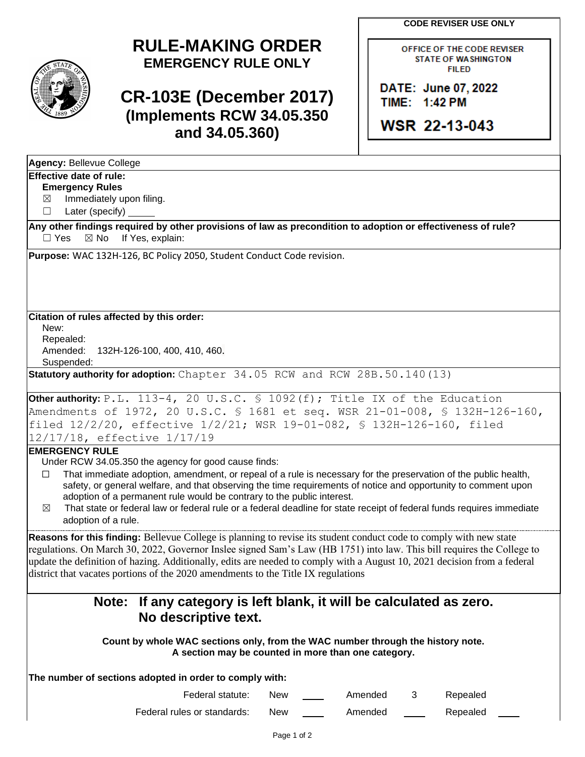# RULE-MAKING ORDER

**EMERGENCY RULE ONLY**

## CR-103E (December 2017)
## (Implements RCW 34.05.350 and 34.05.360)

**CODE REVISER USE ONLY**

OFFICE OF THE CODE REVISER
STATE OF WASHINGTON
FILED

DATE: June 07, 2022
TIME: 1:42 PM

WSR 22-13-043

**Agency:** Bellevue College

**Effective date of rule:**

**Emergency Rules**

☒ Immediately upon filing.

☐ Later (specify) _____

**Any other findings required by other provisions of law as precondition to adoption or effectiveness of rule?**

☐ Yes ☒ No If Yes, explain:

**Purpose:** WAC 132H-126, BC Policy 2050, Student Conduct Code revision.

**Citation of rules affected by this order:**

New:

Repealed:

Amended: 132H-126-100, 400, 410, 460.

Suspended:

**Statutory authority for adoption:** Chapter 34.05 RCW and RCW 28B.50.140(13)

**Other authority:** P.L. 113-4, 20 U.S.C. § 1092(f); Title IX of the Education Amendments of 1972, 20 U.S.C. § 1681 et seq. WSR 21-01-008, § 132H-126-160, filed 12/2/20, effective 1/2/21; WSR 19-01-082, § 132H-126-160, filed 12/17/18, effective 1/17/19

**EMERGENCY RULE**

Under RCW 34.05.350 the agency for good cause finds:

☐ That immediate adoption, amendment, or repeal of a rule is necessary for the preservation of the public health, safety, or general welfare, and that observing the time requirements of notice and opportunity to comment upon adoption of a permanent rule would be contrary to the public interest.

☒ That state or federal law or federal rule or a federal deadline for state receipt of federal funds requires immediate adoption of a rule.

**Reasons for this finding:** Bellevue College is planning to revise its student conduct code to comply with new state regulations. On March 30, 2022, Governor Inslee signed Sam's Law (HB 1751) into law. This bill requires the College to update the definition of hazing. Additionally, edits are needed to comply with a August 10, 2021 decision from a federal district that vacates portions of the 2020 amendments to the Title IX regulations

**Note: If any category is left blank, it will be calculated as zero. No descriptive text.**

**Count by whole WAC sections only, from the WAC number through the history note. A section may be counted in more than one category.**

**The number of sections adopted in order to comply with:**

| | New | | Amended | | Repealed | |
|---|---|---|---|---|---|---|
| Federal statute: | New | ____ | Amended | 3 | Repealed | |
| Federal rules or standards: | New | ____ | Amended | ____ | Repealed | ____ |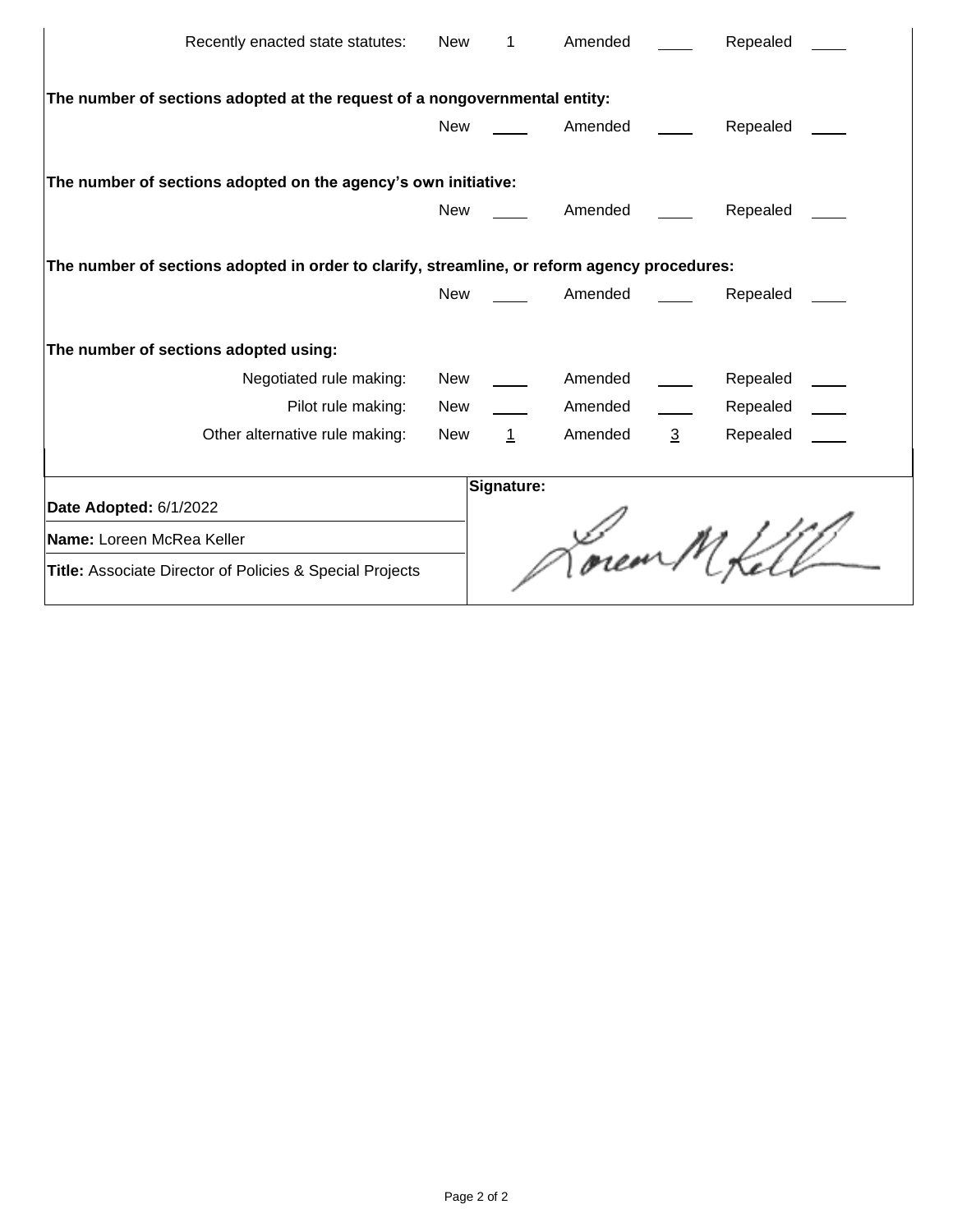Recently enacted state statutes: New 1 Amended ____ Repealed ____

**The number of sections adopted at the request of a nongovernmental entity:**

New ____ Amended ____ Repealed ____

**The number of sections adopted on the agency's own initiative:**

New ____ Amended ____ Repealed ____

**The number of sections adopted in order to clarify, streamline, or reform agency procedures:**

New ____ Amended ____ Repealed ____

**The number of sections adopted using:**

| | New | Amended | Repealed |
|---|---|---|---|
| Negotiated rule making: | | | |
| Pilot rule making: | | | |
| Other alternative rule making: | 1 | 3 | |

| | |
|---|---|
| **Date Adopted:** 6/1/2022 | **Signature:** |
| **Name:** Loreen McRea Keller | |
| **Title:** Associate Director of Policies & Special Projects | |